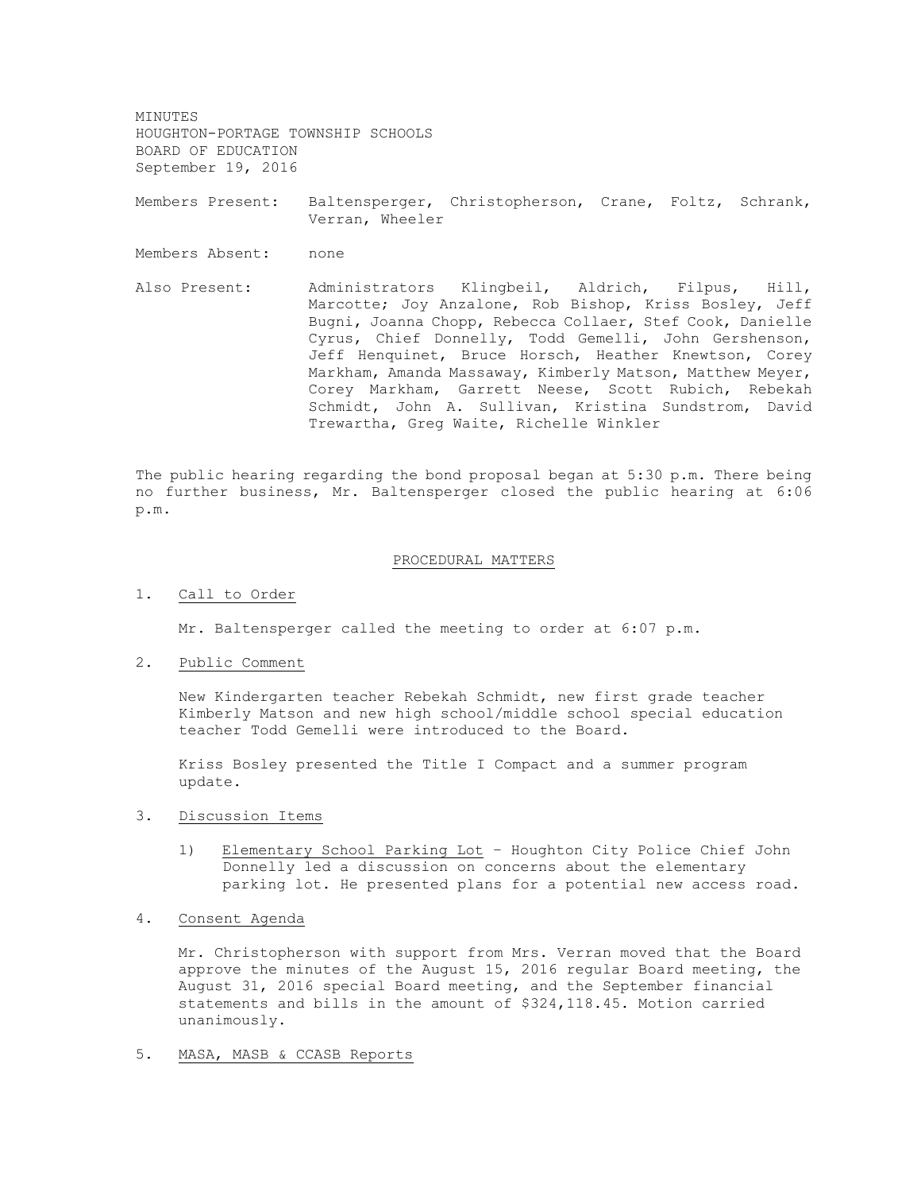MINUTES
HOUGHTON-PORTAGE TOWNSHIP SCHOOLS
BOARD OF EDUCATION
September 19, 2016

Members Present: Baltensperger, Christopherson, Crane, Foltz, Schrank, Verran, Wheeler

Members Absent: none

Also Present: Administrators Klingbeil, Aldrich, Filpus, Hill, Marcotte; Joy Anzalone, Rob Bishop, Kriss Bosley, Jeff Bugni, Joanna Chopp, Rebecca Collaer, Stef Cook, Danielle Cyrus, Chief Donnelly, Todd Gemelli, John Gershenson, Jeff Henquinet, Bruce Horsch, Heather Knewtson, Corey Markham, Amanda Massaway, Kimberly Matson, Matthew Meyer, Corey Markham, Garrett Neese, Scott Rubich, Rebekah Schmidt, John A. Sullivan, Kristina Sundstrom, David Trewartha, Greg Waite, Richelle Winkler

The public hearing regarding the bond proposal began at 5:30 p.m. There being no further business, Mr. Baltensperger closed the public hearing at 6:06 p.m.

## PROCEDURAL MATTERS

1. Call to Order

   Mr. Baltensperger called the meeting to order at 6:07 p.m.

2. Public Comment

   New Kindergarten teacher Rebekah Schmidt, new first grade teacher Kimberly Matson and new high school/middle school special education teacher Todd Gemelli were introduced to the Board.

   Kriss Bosley presented the Title I Compact and a summer program update.

3. Discussion Items

   1) Elementary School Parking Lot – Houghton City Police Chief John Donnelly led a discussion on concerns about the elementary parking lot. He presented plans for a potential new access road.

4. Consent Agenda

   Mr. Christopherson with support from Mrs. Verran moved that the Board approve the minutes of the August 15, 2016 regular Board meeting, the August 31, 2016 special Board meeting, and the September financial statements and bills in the amount of $324,118.45. Motion carried unanimously.

5. MASA, MASB & CCASB Reports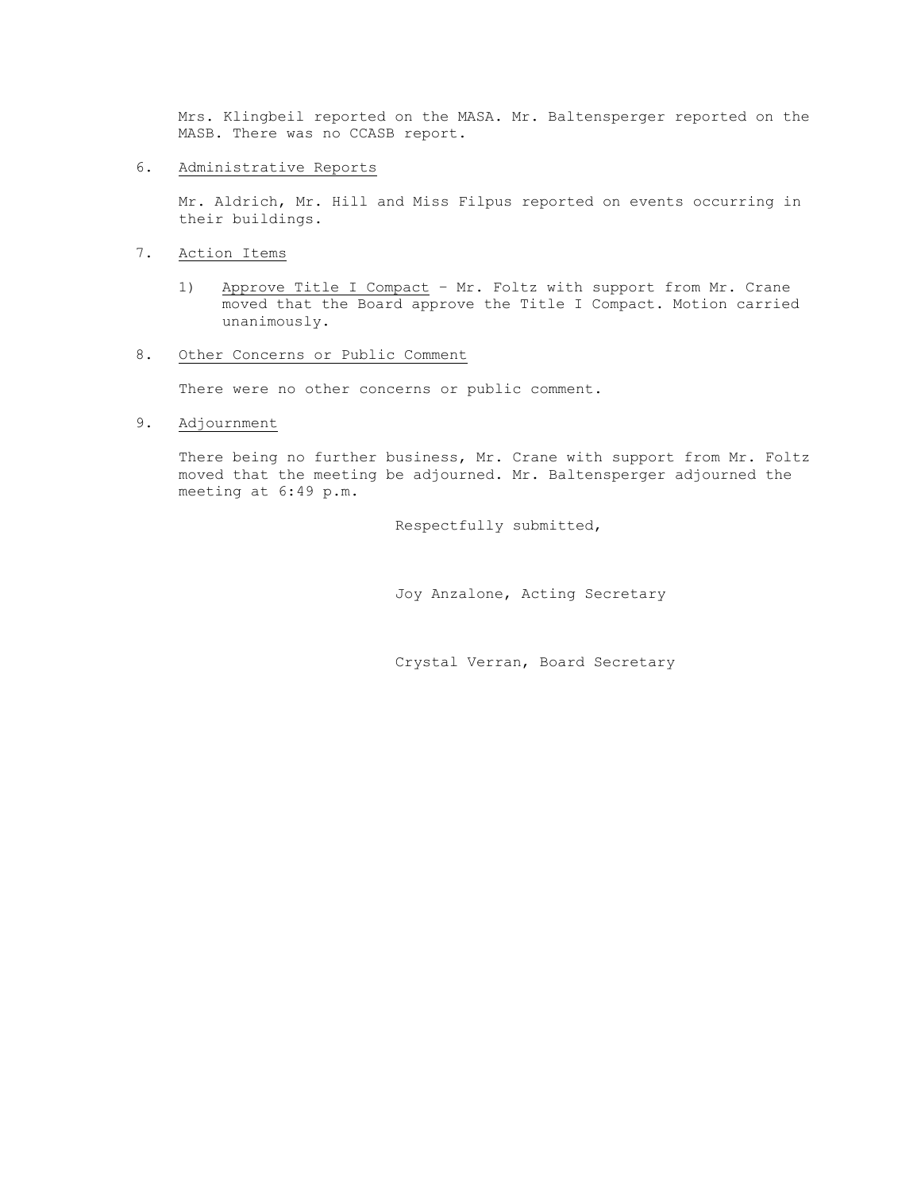Mrs. Klingbeil reported on the MASA. Mr. Baltensperger reported on the MASB. There was no CCASB report.

6. Administrative Reports

   Mr. Aldrich, Mr. Hill and Miss Filpus reported on events occurring in their buildings.

7. Action Items

   1) Approve Title I Compact – Mr. Foltz with support from Mr. Crane moved that the Board approve the Title I Compact. Motion carried unanimously.

8. Other Concerns or Public Comment

   There were no other concerns or public comment.

9. Adjournment

   There being no further business, Mr. Crane with support from Mr. Foltz moved that the meeting be adjourned. Mr. Baltensperger adjourned the meeting at 6:49 p.m.

Respectfully submitted,

Joy Anzalone, Acting Secretary

Crystal Verran, Board Secretary